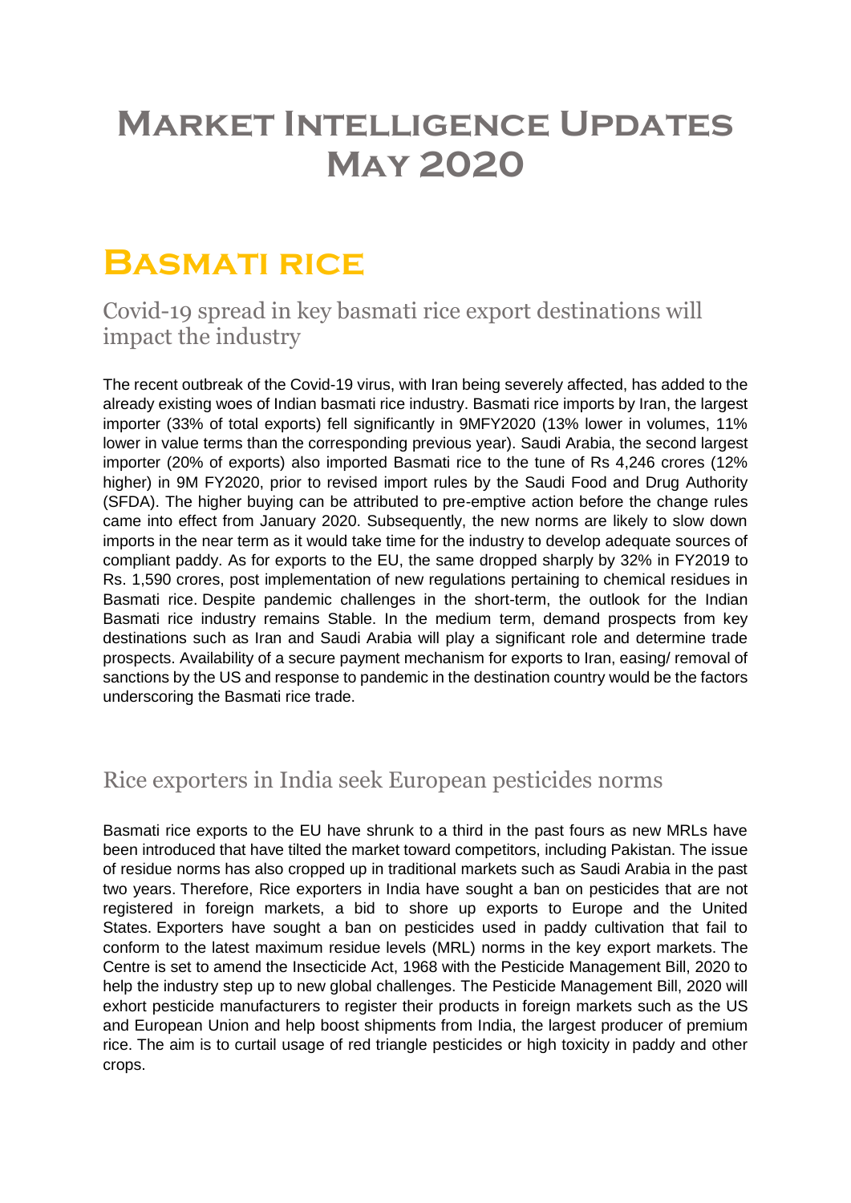# Market Intelligence Updates May 2020

# Basmati rice

## Covid-19 spread in key basmati rice export destinations will impact the industry

The recent outbreak of the Covid-19 virus, with Iran being severely affected, has added to the already existing woes of Indian basmati rice industry. Basmati rice imports by Iran, the largest importer (33% of total exports) fell significantly in 9MFY2020 (13% lower in volumes, 11% lower in value terms than the corresponding previous year). Saudi Arabia, the second largest importer (20% of exports) also imported Basmati rice to the tune of Rs 4,246 crores (12% higher) in 9M FY2020, prior to revised import rules by the Saudi Food and Drug Authority (SFDA). The higher buying can be attributed to pre-emptive action before the change rules came into effect from January 2020. Subsequently, the new norms are likely to slow down imports in the near term as it would take time for the industry to develop adequate sources of compliant paddy. As for exports to the EU, the same dropped sharply by 32% in FY2019 to Rs. 1,590 crores, post implementation of new regulations pertaining to chemical residues in Basmati rice. Despite pandemic challenges in the short-term, the outlook for the Indian Basmati rice industry remains Stable. In the medium term, demand prospects from key destinations such as Iran and Saudi Arabia will play a significant role and determine trade prospects. Availability of a secure payment mechanism for exports to Iran, easing/ removal of sanctions by the US and response to pandemic in the destination country would be the factors underscoring the Basmati rice trade.

## Rice exporters in India seek European pesticides norms

Basmati rice exports to the EU have shrunk to a third in the past fours as new MRLs have been introduced that have tilted the market toward competitors, including Pakistan. The issue of residue norms has also cropped up in traditional markets such as Saudi Arabia in the past two years. Therefore, Rice exporters in India have sought a ban on pesticides that are not registered in foreign markets, a bid to shore up exports to Europe and the United States. Exporters have sought a ban on pesticides used in paddy cultivation that fail to conform to the latest maximum residue levels (MRL) norms in the key export markets. The Centre is set to amend the Insecticide Act, 1968 with the Pesticide Management Bill, 2020 to help the industry step up to new global challenges. The Pesticide Management Bill, 2020 will exhort pesticide manufacturers to register their products in foreign markets such as the US and European Union and help boost shipments from India, the largest producer of premium rice. The aim is to curtail usage of red triangle pesticides or high toxicity in paddy and other crops.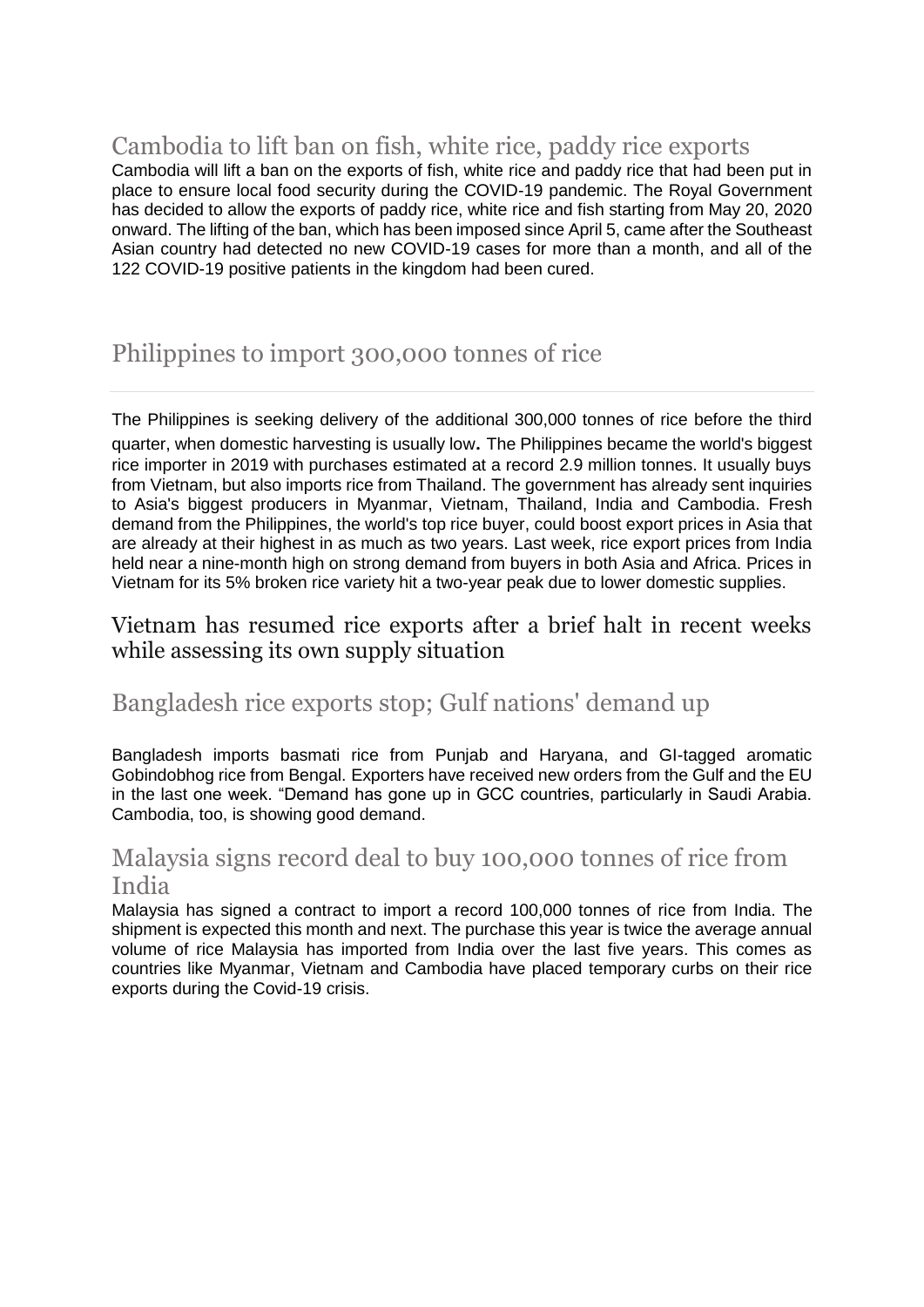## Cambodia to lift ban on fish, white rice, paddy rice exports

Cambodia will lift a ban on the exports of fish, white rice and paddy rice that had been put in place to ensure local food security during the COVID-19 pandemic. The Royal Government has decided to allow the exports of paddy rice, white rice and fish starting from May 20, 2020 onward. The lifting of the ban, which has been imposed since April 5, came after the Southeast Asian country had detected no new COVID-19 cases for more than a month, and all of the 122 COVID-19 positive patients in the kingdom had been cured.

## Philippines to import 300,000 tonnes of rice

The Philippines is seeking delivery of the additional 300,000 tonnes of rice before the third quarter, when domestic harvesting is usually low**.** The Philippines became the world's biggest rice importer in 2019 with purchases estimated at a record 2.9 million tonnes. It usually buys from Vietnam, but also imports rice from Thailand. The government has already sent inquiries to Asia's biggest producers in Myanmar, Vietnam, Thailand, India and Cambodia. Fresh demand from the Philippines, the world's top rice buyer, could boost export prices in Asia that are already at their highest in as much as two years. Last week, rice export prices from India held near a nine-month high on strong demand from buyers in both Asia and Africa. Prices in Vietnam for its 5% broken rice variety hit a two-year peak due to lower domestic supplies.

## Vietnam has resumed rice exports after a brief halt in recent weeks while assessing its own supply situation

## Bangladesh rice exports stop; Gulf nations' demand up

Bangladesh imports basmati rice from Punjab and Haryana, and GI-tagged aromatic Gobindobhog rice from Bengal. Exporters have received new orders from the Gulf and the EU in the last one week. "Demand has gone up in GCC countries, particularly in Saudi Arabia. Cambodia, too, is showing good demand.

## Malaysia signs record deal to buy 100,000 tonnes of rice from India

Malaysia has signed a contract to import a record 100,000 tonnes of rice from India. The shipment is expected this month and next. The purchase this year is twice the average annual volume of rice Malaysia has imported from India over the last five years. This comes as countries like Myanmar, Vietnam and Cambodia have placed temporary curbs on their rice exports during the Covid-19 crisis.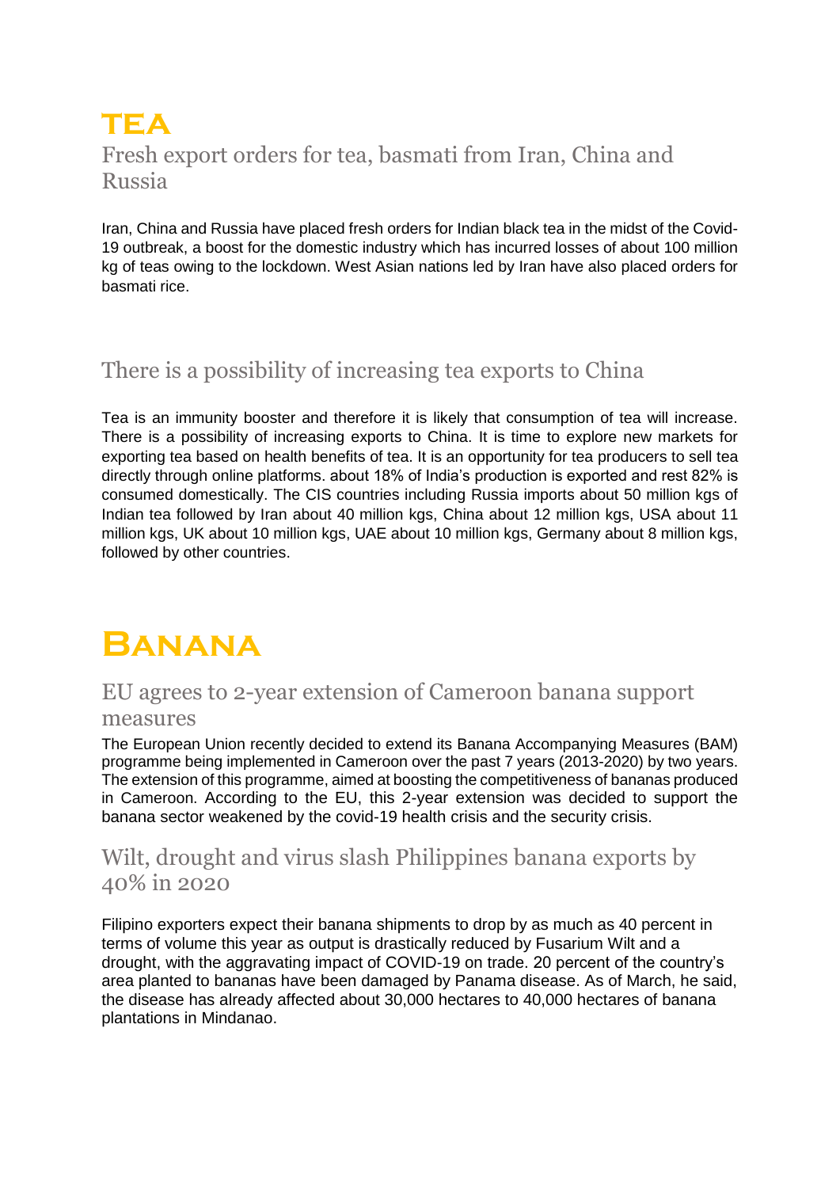# TEA

## Fresh export orders for tea, basmati from Iran, China and Russia

Iran, China and Russia have placed fresh orders for Indian black tea in the midst of the Covid-19 outbreak, a boost for the domestic industry which has incurred losses of about 100 million kg of teas owing to the lockdown. West Asian nations led by Iran have also placed orders for basmati rice.

## There is a possibility of increasing tea exports to China

Tea is an immunity booster and therefore it is likely that consumption of tea will increase. There is a possibility of increasing exports to China. It is time to explore new markets for exporting tea based on health benefits of tea. It is an opportunity for tea producers to sell tea directly through online platforms. about 18% of India's production is exported and rest 82% is consumed domestically. The CIS countries including Russia imports about 50 million kgs of Indian tea followed by Iran about 40 million kgs, China about 12 million kgs, USA about 11 million kgs, UK about 10 million kgs, UAE about 10 million kgs, Germany about 8 million kgs, followed by other countries.

# Banana

## EU agrees to 2-year extension of Cameroon banana support measures

The European Union recently decided to extend its Banana Accompanying Measures (BAM) programme being implemented in Cameroon over the past 7 years (2013-2020) by two years. The extension of this programme, aimed at boosting the competitiveness of bananas produced in Cameroon. According to the EU, this 2-year extension was decided to support the banana sector weakened by the covid-19 health crisis and the security crisis.

## Wilt, drought and virus slash Philippines banana exports by 40% in 2020

Filipino exporters expect their banana shipments to drop by as much as 40 percent in terms of volume this year as output is drastically reduced by Fusarium Wilt and a drought, with the aggravating impact of COVID-19 on trade. 20 percent of the country's area planted to bananas have been damaged by Panama disease. As of March, he said, the disease has already affected about 30,000 hectares to 40,000 hectares of banana plantations in Mindanao.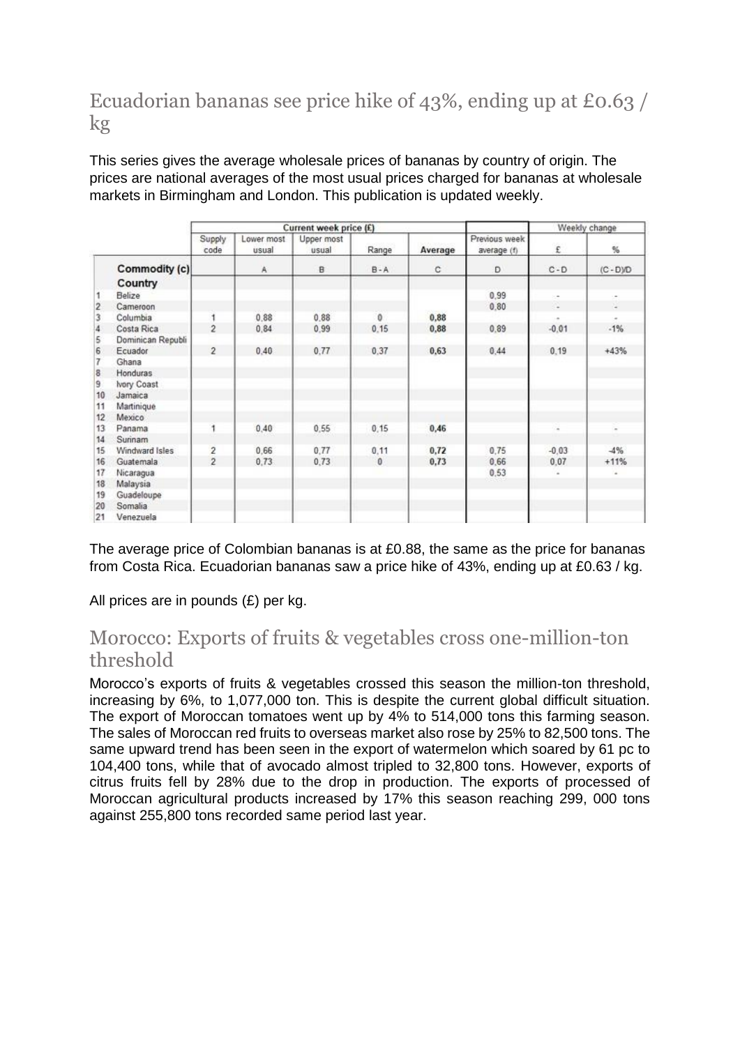## Ecuadorian bananas see price hike of 43%, ending up at £0.63 / kg

This series gives the average wholesale prices of bananas by country of origin. The prices are national averages of the most usual prices charged for bananas at wholesale markets in Birmingham and London. This publication is updated weekly.

| | | Current week price (£) | | | | | | Weekly change | |
|---|---|---|---|---|---|---|---|---|---|
| | | Supply code | Lower most usual | Upper most usual | Range | Average | Previous week average (f) | £ | % |
| | Commodity (c) | | A | B | B - A | C | D | C - D | (C - D)/D |
| | Country | | | | | | | | |
| 1 | Belize | | | | | | 0,99 | - | - |
| 2 | Cameroon | | | | | | 0,80 | - | - |
| 3 | Columbia | 1 | 0,88 | 0,88 | 0 | 0,88 | | - | - |
| 4 | Costa Rica | 2 | 0,84 | 0,99 | 0,15 | 0,88 | 0,89 | -0,01 | -1% |
| 5 | Dominican Republi | | | | | | | | |
| 6 | Ecuador | 2 | 0,40 | 0,77 | 0,37 | 0,63 | 0,44 | 0,19 | +43% |
| 7 | Ghana | | | | | | | | |
| 8 | Honduras | | | | | | | | |
| 9 | Ivory Coast | | | | | | | | |
| 10 | Jamaica | | | | | | | | |
| 11 | Martinique | | | | | | | | |
| 12 | Mexico | | | | | | | | |
| 13 | Panama | 1 | 0,40 | 0,55 | 0,15 | 0,46 | | - | - |
| 14 | Surinam | | | | | | | | |
| 15 | Windward Isles | 2 | 0,66 | 0,77 | 0,11 | 0,72 | 0,75 | -0,03 | -4% |
| 16 | Guatemala | 2 | 0,73 | 0,73 | 0 | 0,73 | 0,66 | 0,07 | +11% |
| 17 | Nicaragua | | | | | | 0,53 | - | - |
| 18 | Malaysia | | | | | | | | |
| 19 | Guadeloupe | | | | | | | | |
| 20 | Somalia | | | | | | | | |
| 21 | Venezuela | | | | | | | | |

The average price of Colombian bananas is at £0.88, the same as the price for bananas from Costa Rica. Ecuadorian bananas saw a price hike of 43%, ending up at £0.63 / kg.

All prices are in pounds (£) per kg.

## Morocco: Exports of fruits & vegetables cross one-million-ton threshold

Morocco's exports of fruits & vegetables crossed this season the million-ton threshold, increasing by 6%, to 1,077,000 ton. This is despite the current global difficult situation. The export of Moroccan tomatoes went up by 4% to 514,000 tons this farming season. The sales of Moroccan red fruits to overseas market also rose by 25% to 82,500 tons. The same upward trend has been seen in the export of watermelon which soared by 61 pc to 104,400 tons, while that of avocado almost tripled to 32,800 tons. However, exports of citrus fruits fell by 28% due to the drop in production. The exports of processed of Moroccan agricultural products increased by 17% this season reaching 299, 000 tons against 255,800 tons recorded same period last year.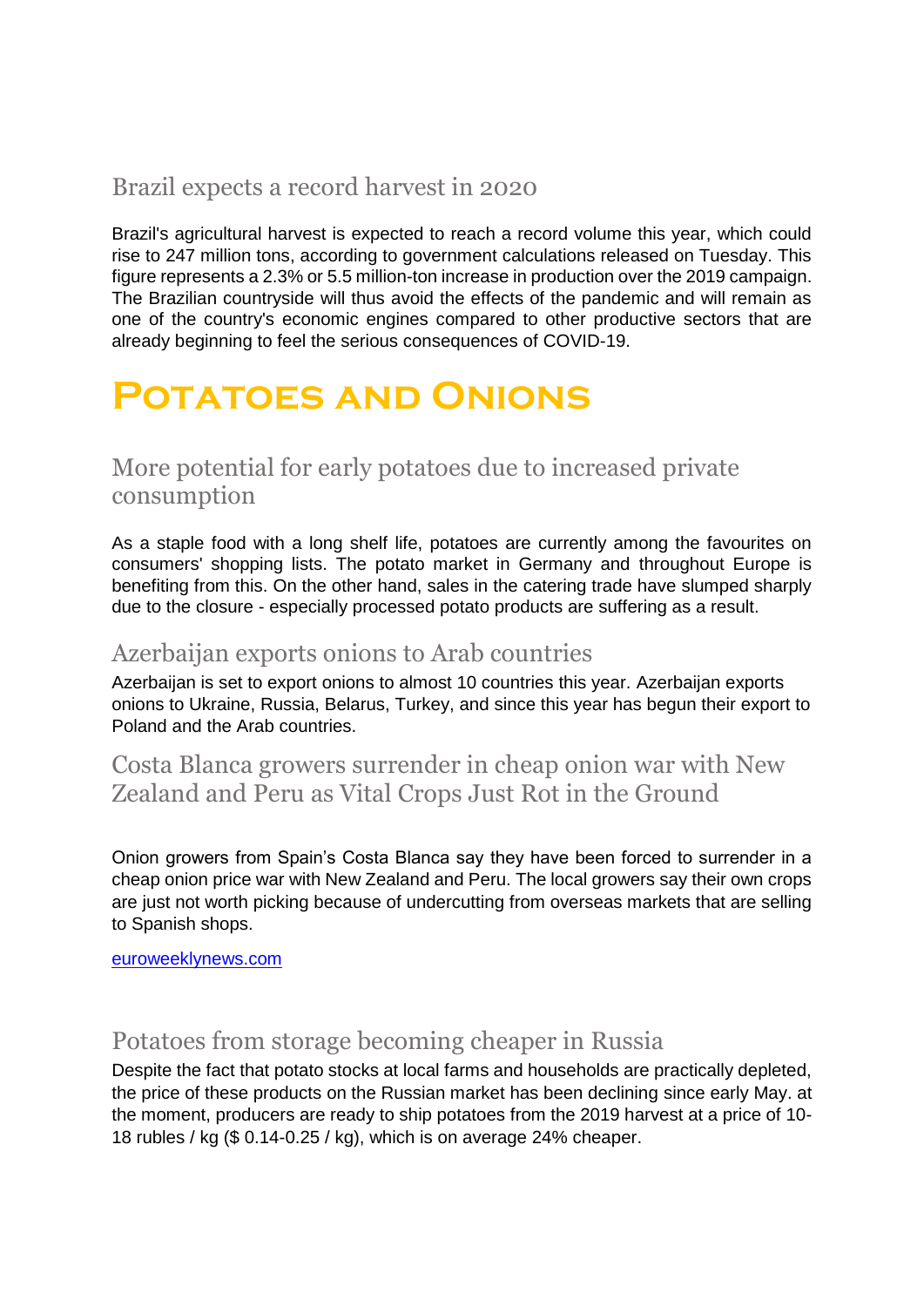## Brazil expects a record harvest in 2020

Brazil's agricultural harvest is expected to reach a record volume this year, which could rise to 247 million tons, according to government calculations released on Tuesday. This figure represents a 2.3% or 5.5 million-ton increase in production over the 2019 campaign. The Brazilian countryside will thus avoid the effects of the pandemic and will remain as one of the country's economic engines compared to other productive sectors that are already beginning to feel the serious consequences of COVID-19.

# Potatoes and Onions

## More potential for early potatoes due to increased private consumption

As a staple food with a long shelf life, potatoes are currently among the favourites on consumers' shopping lists. The potato market in Germany and throughout Europe is benefiting from this. On the other hand, sales in the catering trade have slumped sharply due to the closure - especially processed potato products are suffering as a result.

## Azerbaijan exports onions to Arab countries

Azerbaijan is set to export onions to almost 10 countries this year. Azerbaijan exports onions to Ukraine, Russia, Belarus, Turkey, and since this year has begun their export to Poland and the Arab countries.

## Costa Blanca growers surrender in cheap onion war with New Zealand and Peru as Vital Crops Just Rot in the Ground

Onion growers from Spain's Costa Blanca say they have been forced to surrender in a cheap onion price war with New Zealand and Peru. The local growers say their own crops are just not worth picking because of undercutting from overseas markets that are selling to Spanish shops.

[euroweeklynews.com](euroweeklynews.com)

## Potatoes from storage becoming cheaper in Russia

Despite the fact that potato stocks at local farms and households are practically depleted, the price of these products on the Russian market has been declining since early May. at the moment, producers are ready to ship potatoes from the 2019 harvest at a price of 10-18 rubles / kg ($ 0.14-0.25 / kg), which is on average 24% cheaper.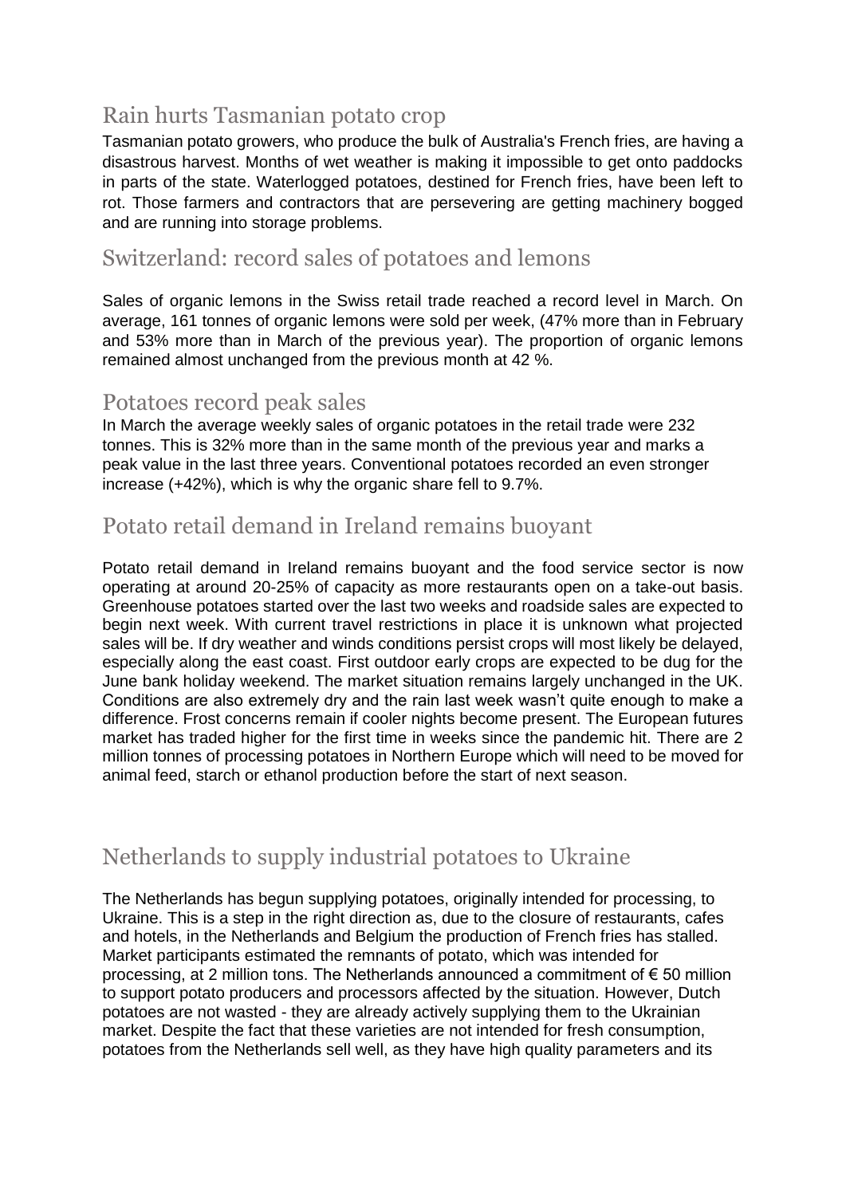## Rain hurts Tasmanian potato crop

Tasmanian potato growers, who produce the bulk of Australia's French fries, are having a disastrous harvest. Months of wet weather is making it impossible to get onto paddocks in parts of the state. Waterlogged potatoes, destined for French fries, have been left to rot. Those farmers and contractors that are persevering are getting machinery bogged and are running into storage problems.

## Switzerland: record sales of potatoes and lemons

Sales of organic lemons in the Swiss retail trade reached a record level in March. On average, 161 tonnes of organic lemons were sold per week, (47% more than in February and 53% more than in March of the previous year). The proportion of organic lemons remained almost unchanged from the previous month at 42 %.

## Potatoes record peak sales

In March the average weekly sales of organic potatoes in the retail trade were 232 tonnes. This is 32% more than in the same month of the previous year and marks a peak value in the last three years. Conventional potatoes recorded an even stronger increase (+42%), which is why the organic share fell to 9.7%.

## Potato retail demand in Ireland remains buoyant

Potato retail demand in Ireland remains buoyant and the food service sector is now operating at around 20-25% of capacity as more restaurants open on a take-out basis. Greenhouse potatoes started over the last two weeks and roadside sales are expected to begin next week. With current travel restrictions in place it is unknown what projected sales will be. If dry weather and winds conditions persist crops will most likely be delayed, especially along the east coast. First outdoor early crops are expected to be dug for the June bank holiday weekend. The market situation remains largely unchanged in the UK. Conditions are also extremely dry and the rain last week wasn't quite enough to make a difference. Frost concerns remain if cooler nights become present. The European futures market has traded higher for the first time in weeks since the pandemic hit. There are 2 million tonnes of processing potatoes in Northern Europe which will need to be moved for animal feed, starch or ethanol production before the start of next season.

## Netherlands to supply industrial potatoes to Ukraine

The Netherlands has begun supplying potatoes, originally intended for processing, to Ukraine. This is a step in the right direction as, due to the closure of restaurants, cafes and hotels, in the Netherlands and Belgium the production of French fries has stalled. Market participants estimated the remnants of potato, which was intended for processing, at 2 million tons. The Netherlands announced a commitment of € 50 million to support potato producers and processors affected by the situation. However, Dutch potatoes are not wasted - they are already actively supplying them to the Ukrainian market. Despite the fact that these varieties are not intended for fresh consumption, potatoes from the Netherlands sell well, as they have high quality parameters and its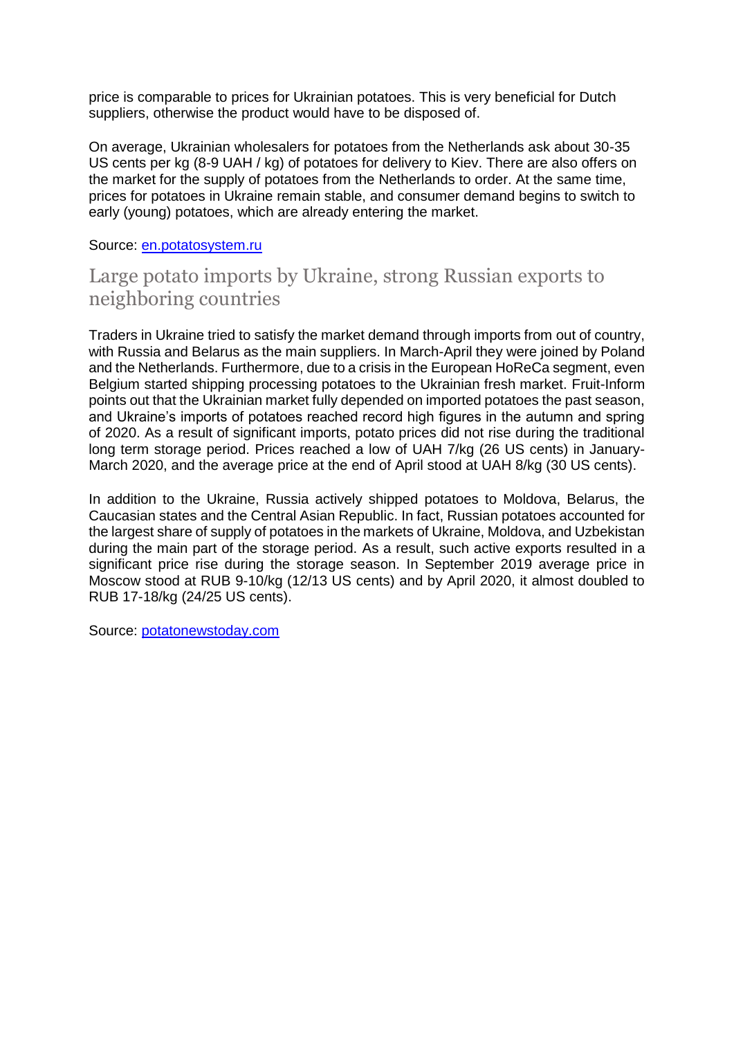price is comparable to prices for Ukrainian potatoes. This is very beneficial for Dutch suppliers, otherwise the product would have to be disposed of.

On average, Ukrainian wholesalers for potatoes from the Netherlands ask about 30-35 US cents per kg (8-9 UAH / kg) of potatoes for delivery to Kiev. There are also offers on the market for the supply of potatoes from the Netherlands to order. At the same time, prices for potatoes in Ukraine remain stable, and consumer demand begins to switch to early (young) potatoes, which are already entering the market.

Source: en.potatosystem.ru

## Large potato imports by Ukraine, strong Russian exports to neighboring countries

Traders in Ukraine tried to satisfy the market demand through imports from out of country, with Russia and Belarus as the main suppliers. In March-April they were joined by Poland and the Netherlands. Furthermore, due to a crisis in the European HoReCa segment, even Belgium started shipping processing potatoes to the Ukrainian fresh market. Fruit-Inform points out that the Ukrainian market fully depended on imported potatoes the past season, and Ukraine's imports of potatoes reached record high figures in the autumn and spring of 2020. As a result of significant imports, potato prices did not rise during the traditional long term storage period. Prices reached a low of UAH 7/kg (26 US cents) in January-March 2020, and the average price at the end of April stood at UAH 8/kg (30 US cents).

In addition to the Ukraine, Russia actively shipped potatoes to Moldova, Belarus, the Caucasian states and the Central Asian Republic. In fact, Russian potatoes accounted for the largest share of supply of potatoes in the markets of Ukraine, Moldova, and Uzbekistan during the main part of the storage period. As a result, such active exports resulted in a significant price rise during the storage season. In September 2019 average price in Moscow stood at RUB 9-10/kg (12/13 US cents) and by April 2020, it almost doubled to RUB 17-18/kg (24/25 US cents).

Source: potatonewstoday.com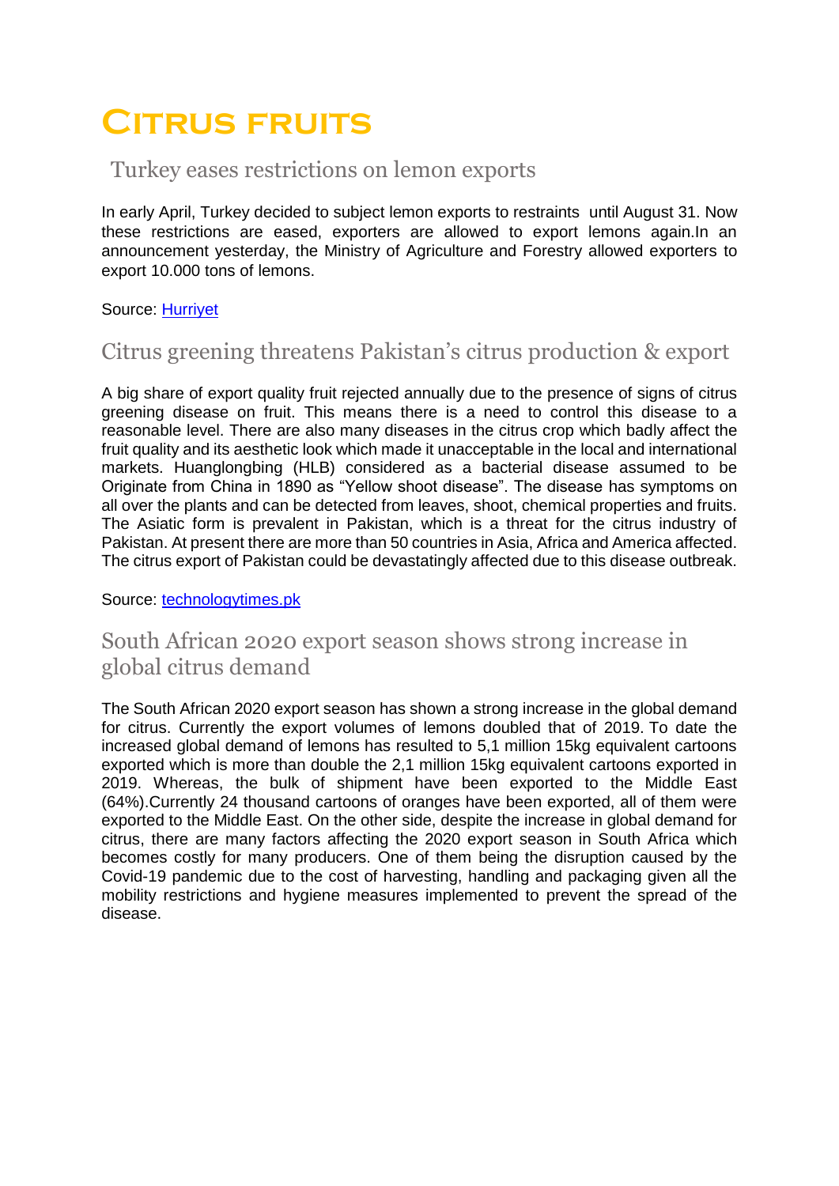# Citrus fruits

## Turkey eases restrictions on lemon exports

In early April, Turkey decided to subject lemon exports to restraints until August 31. Now these restrictions are eased, exporters are allowed to export lemons again.In an announcement yesterday, the Ministry of Agriculture and Forestry allowed exporters to export 10.000 tons of lemons.

Source: [Hurriyet]

## Citrus greening threatens Pakistan's citrus production & export

A big share of export quality fruit rejected annually due to the presence of signs of citrus greening disease on fruit. This means there is a need to control this disease to a reasonable level. There are also many diseases in the citrus crop which badly affect the fruit quality and its aesthetic look which made it unacceptable in the local and international markets. Huanglongbing (HLB) considered as a bacterial disease assumed to be Originate from China in 1890 as "Yellow shoot disease". The disease has symptoms on all over the plants and can be detected from leaves, shoot, chemical properties and fruits. The Asiatic form is prevalent in Pakistan, which is a threat for the citrus industry of Pakistan. At present there are more than 50 countries in Asia, Africa and America affected. The citrus export of Pakistan could be devastatingly affected due to this disease outbreak.

Source: [technologytimes.pk]

## South African 2020 export season shows strong increase in global citrus demand

The South African 2020 export season has shown a strong increase in the global demand for citrus. Currently the export volumes of lemons doubled that of 2019. To date the increased global demand of lemons has resulted to 5,1 million 15kg equivalent cartoons exported which is more than double the 2,1 million 15kg equivalent cartoons exported in 2019. Whereas, the bulk of shipment have been exported to the Middle East (64%).Currently 24 thousand cartoons of oranges have been exported, all of them were exported to the Middle East. On the other side, despite the increase in global demand for citrus, there are many factors affecting the 2020 export season in South Africa which becomes costly for many producers. One of them being the disruption caused by the Covid-19 pandemic due to the cost of harvesting, handling and packaging given all the mobility restrictions and hygiene measures implemented to prevent the spread of the disease.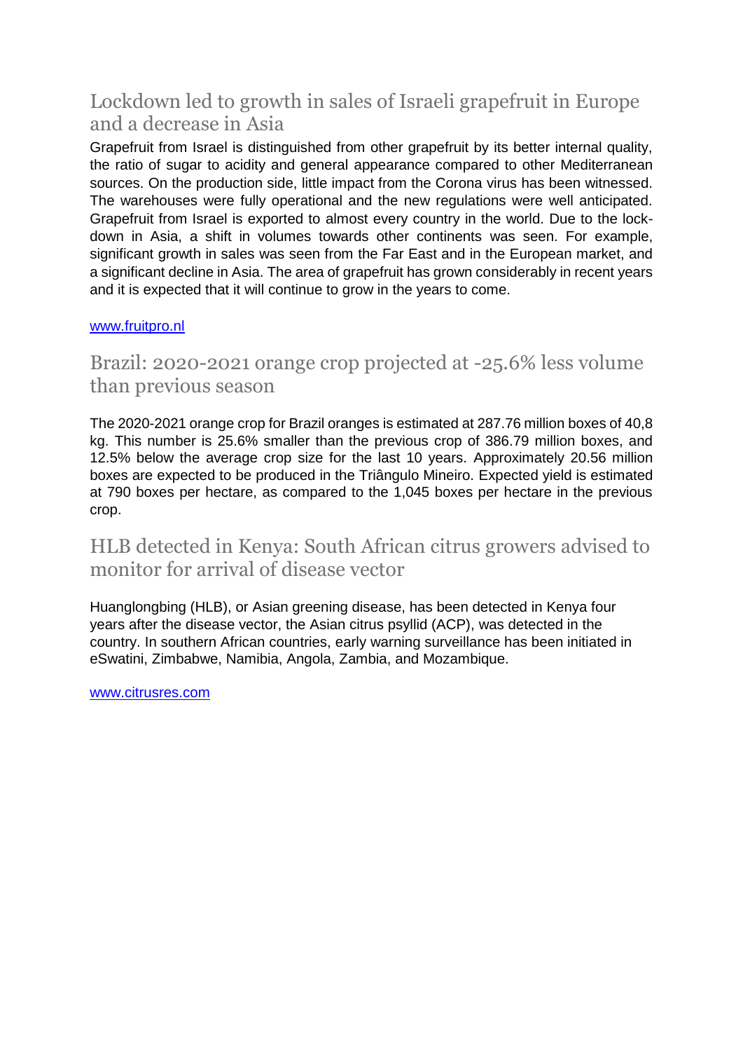## Lockdown led to growth in sales of Israeli grapefruit in Europe and a decrease in Asia

Grapefruit from Israel is distinguished from other grapefruit by its better internal quality, the ratio of sugar to acidity and general appearance compared to other Mediterranean sources. On the production side, little impact from the Corona virus has been witnessed. The warehouses were fully operational and the new regulations were well anticipated. Grapefruit from Israel is exported to almost every country in the world. Due to the lock-down in Asia, a shift in volumes towards other continents was seen. For example, significant growth in sales was seen from the Far East and in the European market, and a significant decline in Asia. The area of grapefruit has grown considerably in recent years and it is expected that it will continue to grow in the years to come.

www.fruitpro.nl

## Brazil: 2020-2021 orange crop projected at -25.6% less volume than previous season

The 2020-2021 orange crop for Brazil oranges is estimated at 287.76 million boxes of 40,8 kg. This number is 25.6% smaller than the previous crop of 386.79 million boxes, and 12.5% below the average crop size for the last 10 years. Approximately 20.56 million boxes are expected to be produced in the Triângulo Mineiro. Expected yield is estimated at 790 boxes per hectare, as compared to the 1,045 boxes per hectare in the previous crop.

## HLB detected in Kenya: South African citrus growers advised to monitor for arrival of disease vector

Huanglongbing (HLB), or Asian greening disease, has been detected in Kenya four years after the disease vector, the Asian citrus psyllid (ACP), was detected in the country. In southern African countries, early warning surveillance has been initiated in eSwatini, Zimbabwe, Namibia, Angola, Zambia, and Mozambique.

www.citrusres.com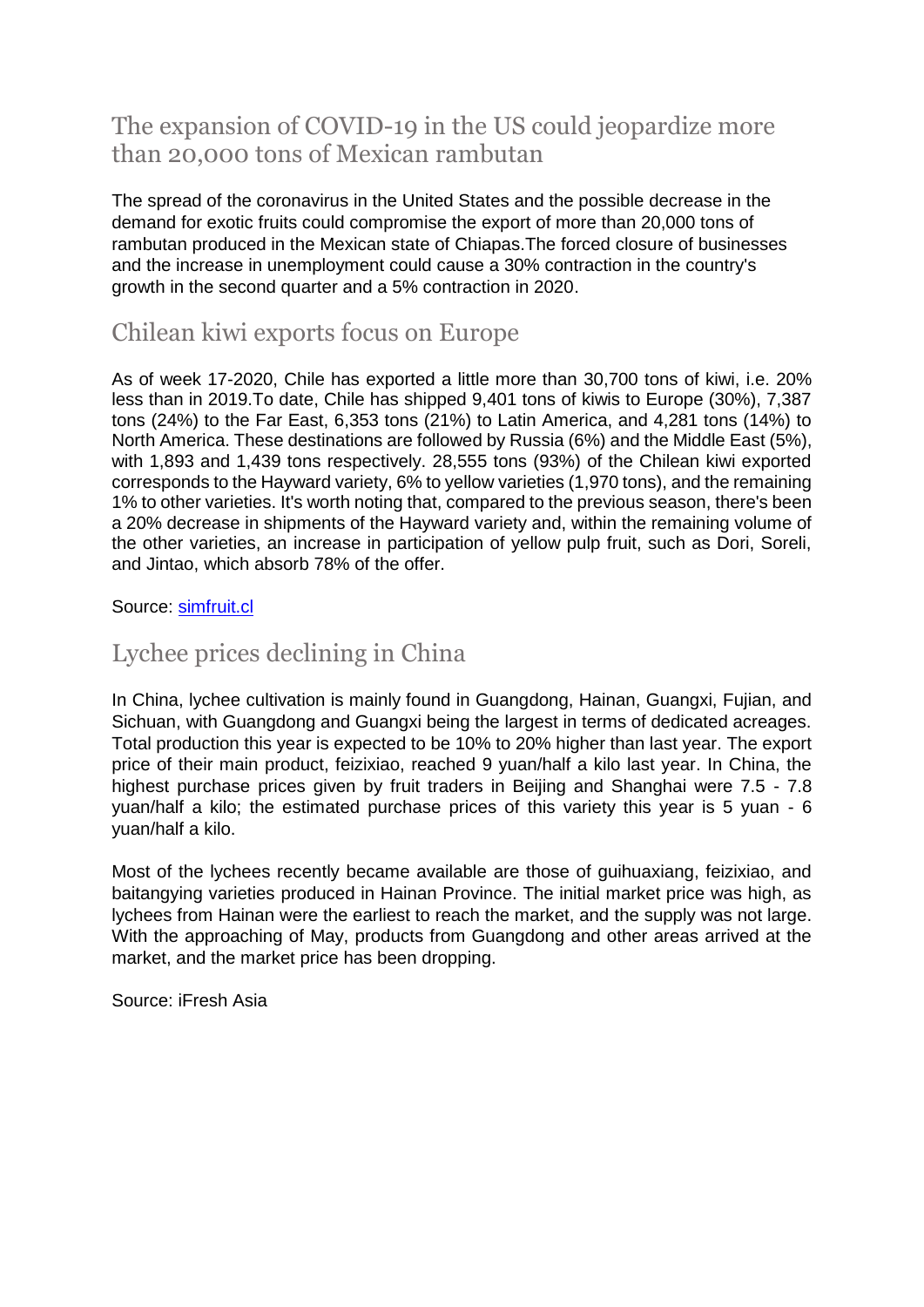## The expansion of COVID-19 in the US could jeopardize more than 20,000 tons of Mexican rambutan

The spread of the coronavirus in the United States and the possible decrease in the demand for exotic fruits could compromise the export of more than 20,000 tons of rambutan produced in the Mexican state of Chiapas.The forced closure of businesses and the increase in unemployment could cause a 30% contraction in the country's growth in the second quarter and a 5% contraction in 2020.

## Chilean kiwi exports focus on Europe

As of week 17-2020, Chile has exported a little more than 30,700 tons of kiwi, i.e. 20% less than in 2019.To date, Chile has shipped 9,401 tons of kiwis to Europe (30%), 7,387 tons (24%) to the Far East, 6,353 tons (21%) to Latin America, and 4,281 tons (14%) to North America. These destinations are followed by Russia (6%) and the Middle East (5%), with 1,893 and 1,439 tons respectively. 28,555 tons (93%) of the Chilean kiwi exported corresponds to the Hayward variety, 6% to yellow varieties (1,970 tons), and the remaining 1% to other varieties. It's worth noting that, compared to the previous season, there's been a 20% decrease in shipments of the Hayward variety and, within the remaining volume of the other varieties, an increase in participation of yellow pulp fruit, such as Dori, Soreli, and Jintao, which absorb 78% of the offer.

Source: simfruit.cl

## Lychee prices declining in China

In China, lychee cultivation is mainly found in Guangdong, Hainan, Guangxi, Fujian, and Sichuan, with Guangdong and Guangxi being the largest in terms of dedicated acreages. Total production this year is expected to be 10% to 20% higher than last year. The export price of their main product, feizixiao, reached 9 yuan/half a kilo last year. In China, the highest purchase prices given by fruit traders in Beijing and Shanghai were 7.5 - 7.8 yuan/half a kilo; the estimated purchase prices of this variety this year is 5 yuan - 6 yuan/half a kilo.

Most of the lychees recently became available are those of guihuaxiang, feizixiao, and baitangying varieties produced in Hainan Province. The initial market price was high, as lychees from Hainan were the earliest to reach the market, and the supply was not large. With the approaching of May, products from Guangdong and other areas arrived at the market, and the market price has been dropping.

Source: iFresh Asia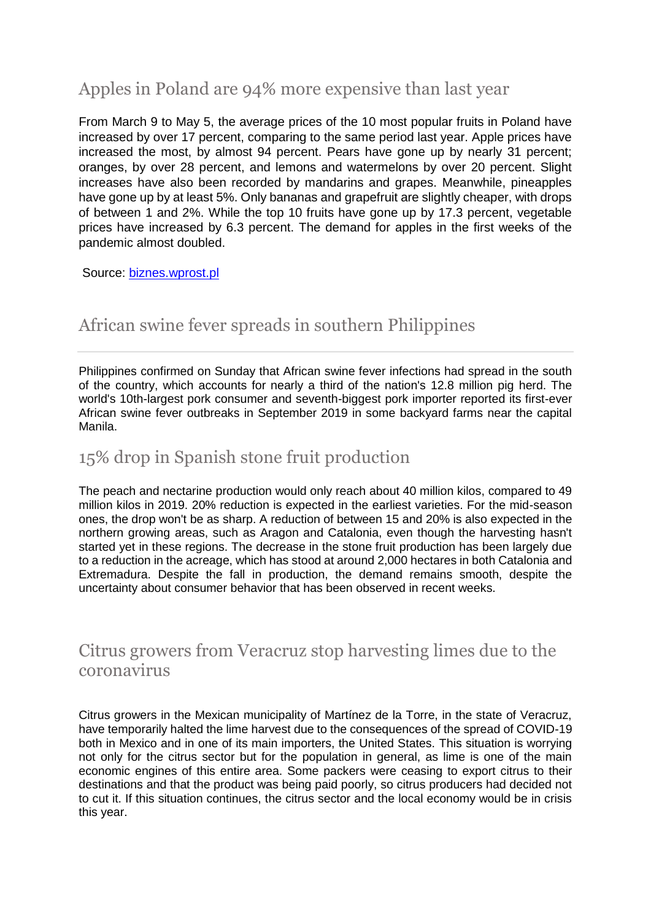## Apples in Poland are 94% more expensive than last year

From March 9 to May 5, the average prices of the 10 most popular fruits in Poland have increased by over 17 percent, comparing to the same period last year. Apple prices have increased the most, by almost 94 percent. Pears have gone up by nearly 31 percent; oranges, by over 28 percent, and lemons and watermelons by over 20 percent. Slight increases have also been recorded by mandarins and grapes. Meanwhile, pineapples have gone up by at least 5%. Only bananas and grapefruit are slightly cheaper, with drops of between 1 and 2%. While the top 10 fruits have gone up by 17.3 percent, vegetable prices have increased by 6.3 percent. The demand for apples in the first weeks of the pandemic almost doubled.

Source: [biznes.wprost.pl](biznes.wprost.pl)

## African swine fever spreads in southern Philippines

Philippines confirmed on Sunday that African swine fever infections had spread in the south of the country, which accounts for nearly a third of the nation's 12.8 million pig herd. The world's 10th-largest pork consumer and seventh-biggest pork importer reported its first-ever African swine fever outbreaks in September 2019 in some backyard farms near the capital Manila.

## 15% drop in Spanish stone fruit production

The peach and nectarine production would only reach about 40 million kilos, compared to 49 million kilos in 2019. 20% reduction is expected in the earliest varieties. For the mid-season ones, the drop won't be as sharp. A reduction of between 15 and 20% is also expected in the northern growing areas, such as Aragon and Catalonia, even though the harvesting hasn't started yet in these regions. The decrease in the stone fruit production has been largely due to a reduction in the acreage, which has stood at around 2,000 hectares in both Catalonia and Extremadura. Despite the fall in production, the demand remains smooth, despite the uncertainty about consumer behavior that has been observed in recent weeks.

## Citrus growers from Veracruz stop harvesting limes due to the coronavirus

Citrus growers in the Mexican municipality of Martínez de la Torre, in the state of Veracruz, have temporarily halted the lime harvest due to the consequences of the spread of COVID-19 both in Mexico and in one of its main importers, the United States. This situation is worrying not only for the citrus sector but for the population in general, as lime is one of the main economic engines of this entire area. Some packers were ceasing to export citrus to their destinations and that the product was being paid poorly, so citrus producers had decided not to cut it. If this situation continues, the citrus sector and the local economy would be in crisis this year.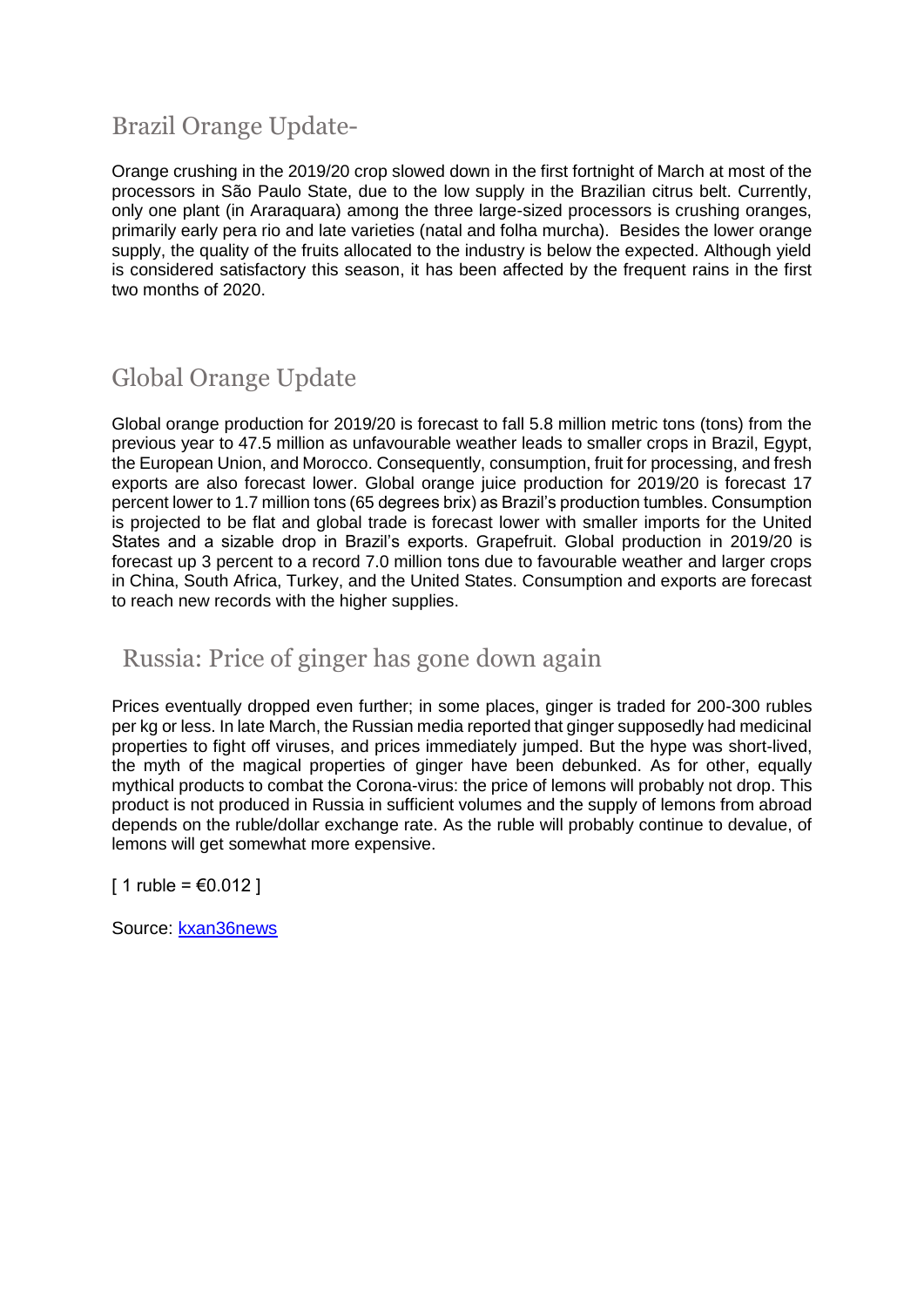## Brazil Orange Update-

Orange crushing in the 2019/20 crop slowed down in the first fortnight of March at most of the processors in São Paulo State, due to the low supply in the Brazilian citrus belt. Currently, only one plant (in Araraquara) among the three large-sized processors is crushing oranges, primarily early pera rio and late varieties (natal and folha murcha). Besides the lower orange supply, the quality of the fruits allocated to the industry is below the expected. Although yield is considered satisfactory this season, it has been affected by the frequent rains in the first two months of 2020.

## Global Orange Update

Global orange production for 2019/20 is forecast to fall 5.8 million metric tons (tons) from the previous year to 47.5 million as unfavourable weather leads to smaller crops in Brazil, Egypt, the European Union, and Morocco. Consequently, consumption, fruit for processing, and fresh exports are also forecast lower. Global orange juice production for 2019/20 is forecast 17 percent lower to 1.7 million tons (65 degrees brix) as Brazil's production tumbles. Consumption is projected to be flat and global trade is forecast lower with smaller imports for the United States and a sizable drop in Brazil's exports. Grapefruit. Global production in 2019/20 is forecast up 3 percent to a record 7.0 million tons due to favourable weather and larger crops in China, South Africa, Turkey, and the United States. Consumption and exports are forecast to reach new records with the higher supplies.

## Russia: Price of ginger has gone down again

Prices eventually dropped even further; in some places, ginger is traded for 200-300 rubles per kg or less. In late March, the Russian media reported that ginger supposedly had medicinal properties to fight off viruses, and prices immediately jumped. But the hype was short-lived, the myth of the magical properties of ginger have been debunked. As for other, equally mythical products to combat the Corona-virus: the price of lemons will probably not drop. This product is not produced in Russia in sufficient volumes and the supply of lemons from abroad depends on the ruble/dollar exchange rate. As the ruble will probably continue to devalue, of lemons will get somewhat more expensive.

[ 1 ruble = €0.012 ]

Source: kxan36news